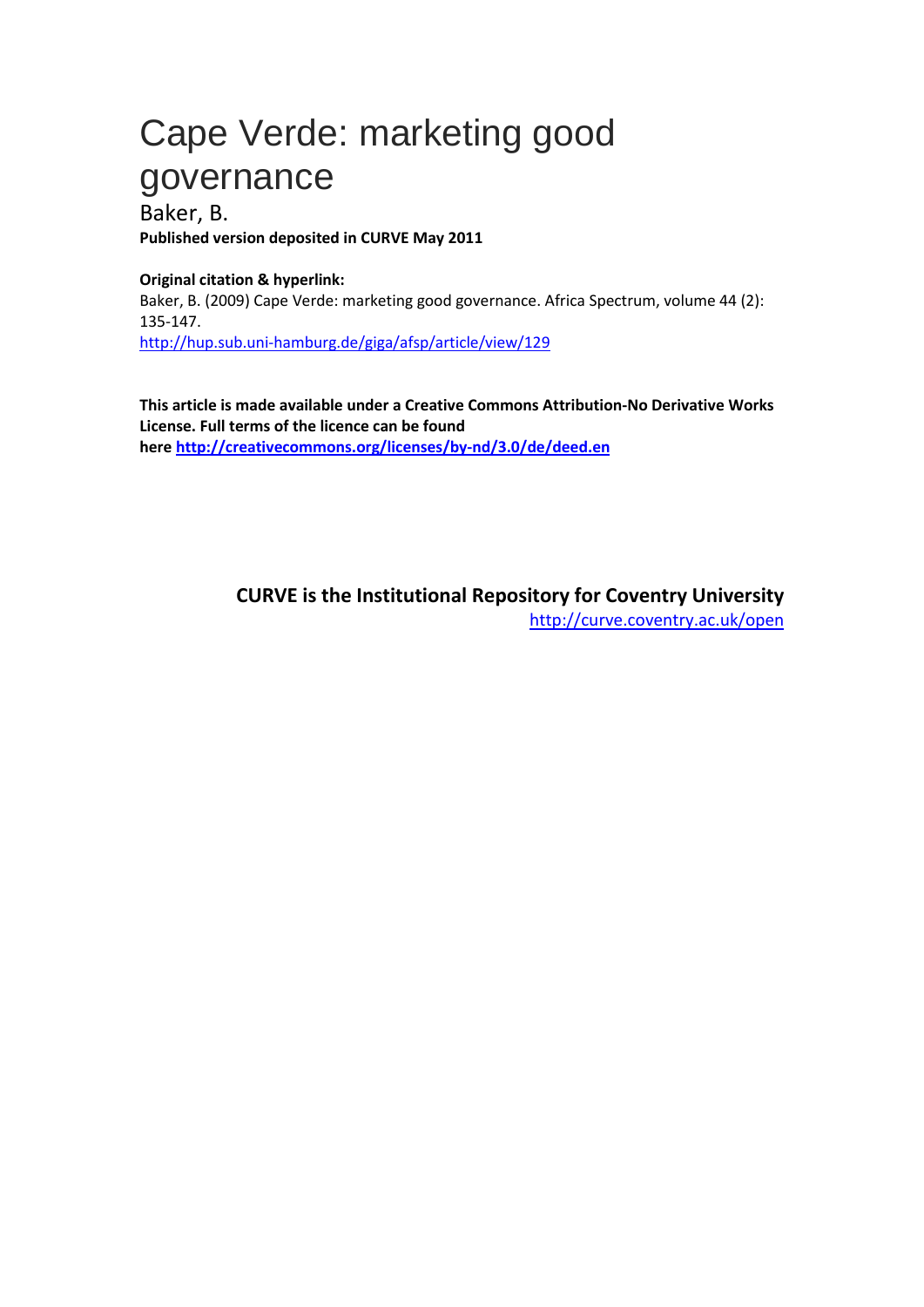# Cape Verde: marketing good governance

Baker, B.

**Published version deposited in CURVE May 2011**

**Original citation & hyperlink:**

Baker, B. (2009) Cape Verde: marketing good governance. Africa Spectrum, volume 44 (2): 135-147.

http://hup.sub.uni-hamburg.de/giga/afsp/article/view/129

**This article is made available under a Creative Commons Attribution-No Derivative Works License. Full terms of the licence can be found here http://creativecommons.org/licenses/by-nd/3.0/de/deed.en**

**CURVE is the Institutional Repository for Coventry University**

http://curve.coventry.ac.uk/open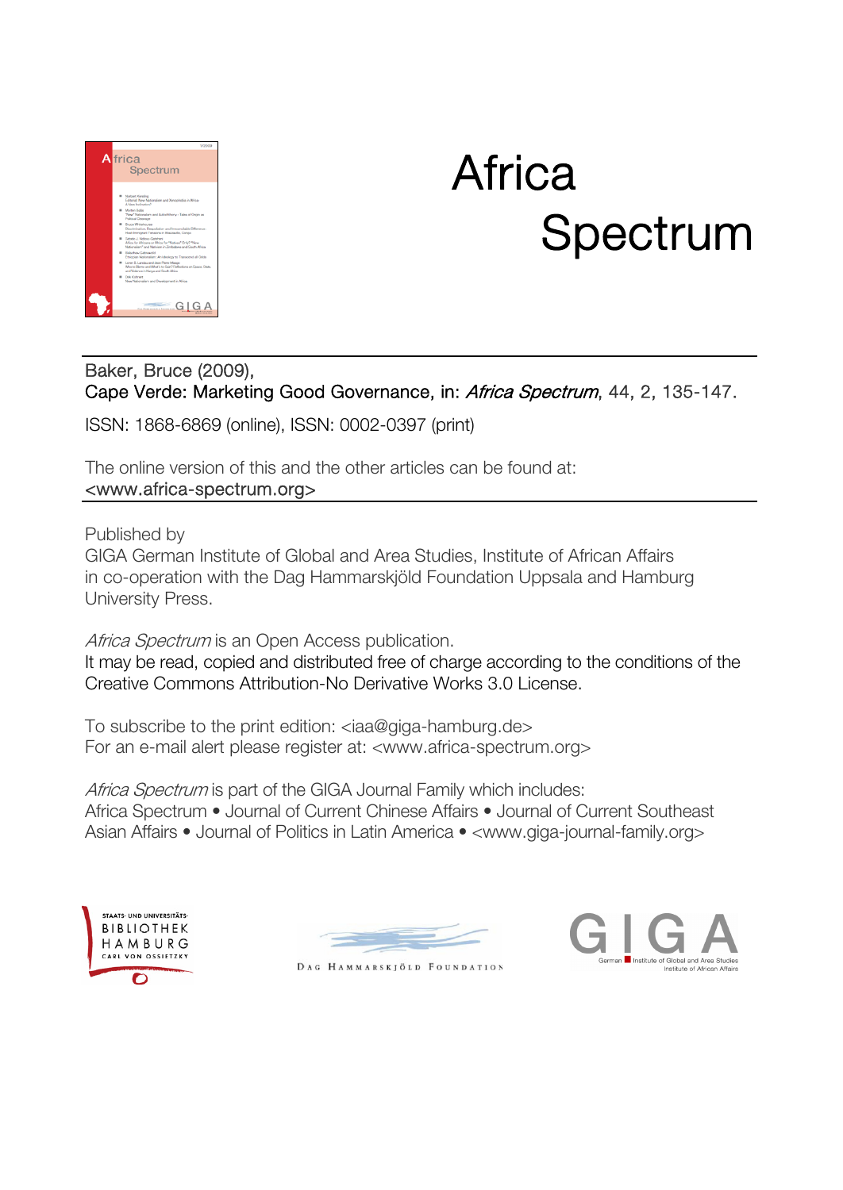# Africa Spectrum

Baker, Bruce (2009),
Cape Verde: Marketing Good Governance, in: *Africa Spectrum*, 44, 2, 135-147.

ISSN: 1868-6869 (online), ISSN: 0002-0397 (print)

The online version of this and the other articles can be found at:
<www.africa-spectrum.org>

Published by
GIGA German Institute of Global and Area Studies, Institute of African Affairs
in co-operation with the Dag Hammarskjöld Foundation Uppsala and Hamburg University Press.

*Africa Spectrum* is an Open Access publication.
It may be read, copied and distributed free of charge according to the conditions of the Creative Commons Attribution-No Derivative Works 3.0 License.

To subscribe to the print edition: <iaa@giga-hamburg.de>
For an e-mail alert please register at: <www.africa-spectrum.org>

*Africa Spectrum* is part of the GIGA Journal Family which includes:
Africa Spectrum • Journal of Current Chinese Affairs • Journal of Current Southeast Asian Affairs • Journal of Politics in Latin America • <www.giga-journal-family.org>

STAATS- UND UNIVERSITÄTS-BIBLIOTHEK HAMBURG CARL VON OSSIETZKY

DAG HAMMARSKJÖLD FOUNDATION

GIGA German Institute of Global and Area Studies Institute of African Affairs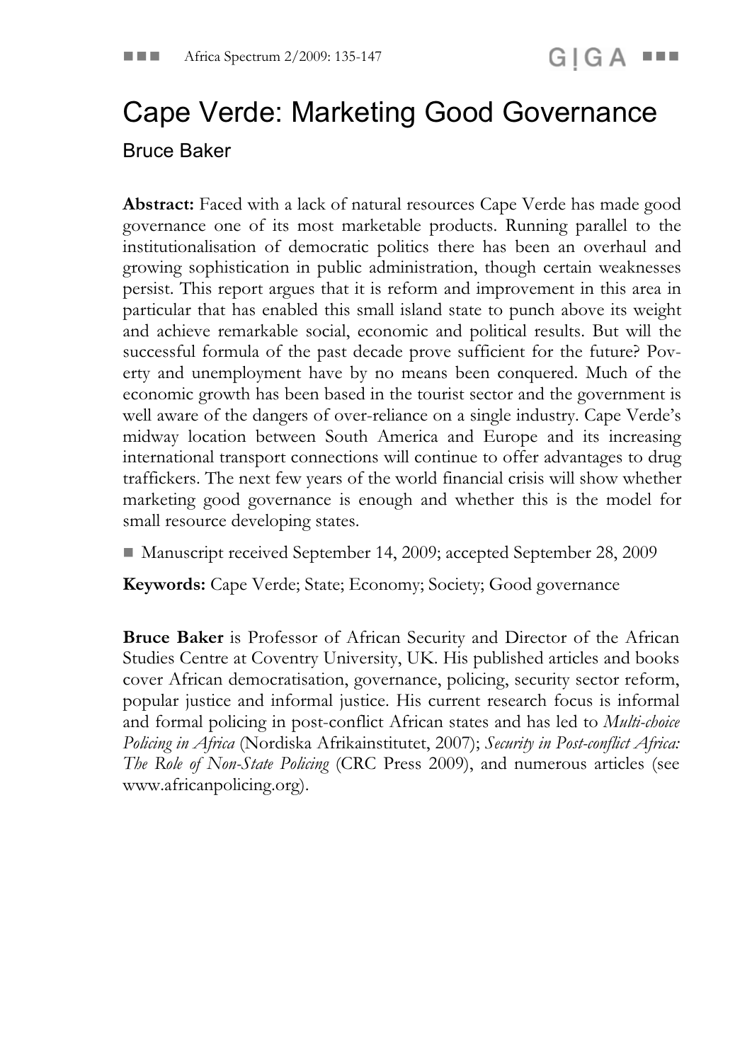# Cape Verde: Marketing Good Governance

Bruce Baker

**Abstract:** Faced with a lack of natural resources Cape Verde has made good governance one of its most marketable products. Running parallel to the institutionalisation of democratic politics there has been an overhaul and growing sophistication in public administration, though certain weaknesses persist. This report argues that it is reform and improvement in this area in particular that has enabled this small island state to punch above its weight and achieve remarkable social, economic and political results. But will the successful formula of the past decade prove sufficient for the future? Poverty and unemployment have by no means been conquered. Much of the economic growth has been based in the tourist sector and the government is well aware of the dangers of over-reliance on a single industry. Cape Verde's midway location between South America and Europe and its increasing international transport connections will continue to offer advantages to drug traffickers. The next few years of the world financial crisis will show whether marketing good governance is enough and whether this is the model for small resource developing states.

■ Manuscript received September 14, 2009; accepted September 28, 2009

**Keywords:** Cape Verde; State; Economy; Society; Good governance

**Bruce Baker** is Professor of African Security and Director of the African Studies Centre at Coventry University, UK. His published articles and books cover African democratisation, governance, policing, security sector reform, popular justice and informal justice. His current research focus is informal and formal policing in post-conflict African states and has led to *Multi-choice Policing in Africa* (Nordiska Afrikainstitutet, 2007); *Security in Post-conflict Africa: The Role of Non-State Policing* (CRC Press 2009), and numerous articles (see www.africanpolicing.org).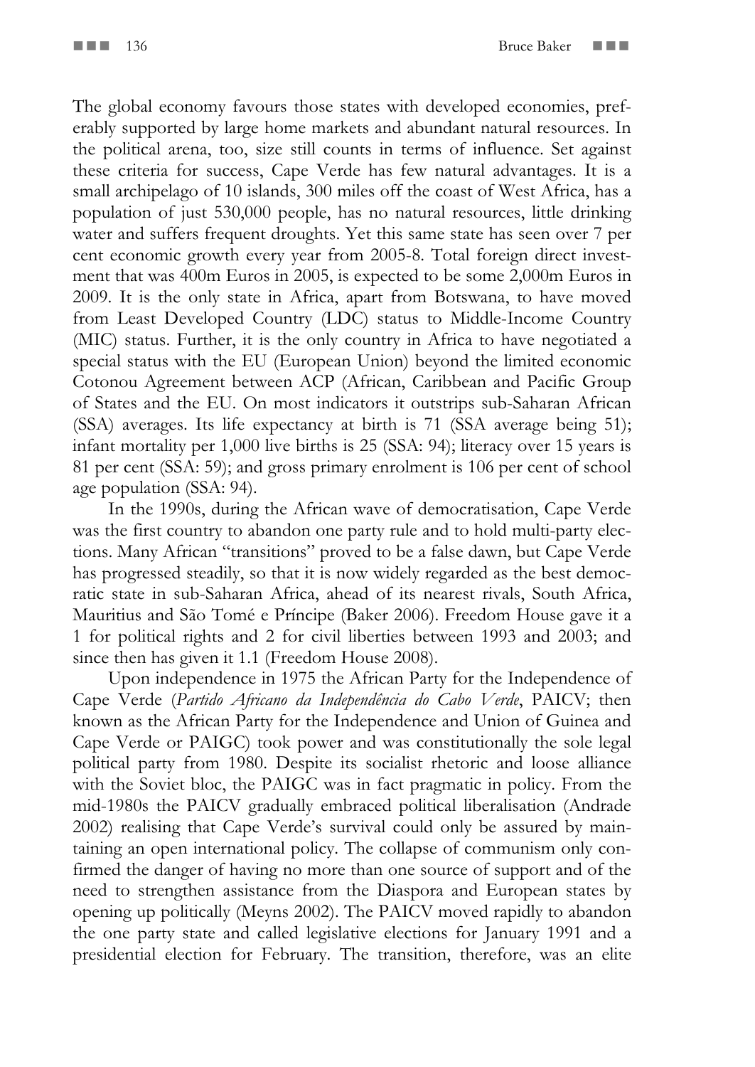The global economy favours those states with developed economies, preferably supported by large home markets and abundant natural resources. In the political arena, too, size still counts in terms of influence. Set against these criteria for success, Cape Verde has few natural advantages. It is a small archipelago of 10 islands, 300 miles off the coast of West Africa, has a population of just 530,000 people, has no natural resources, little drinking water and suffers frequent droughts. Yet this same state has seen over 7 per cent economic growth every year from 2005-8. Total foreign direct investment that was 400m Euros in 2005, is expected to be some 2,000m Euros in 2009. It is the only state in Africa, apart from Botswana, to have moved from Least Developed Country (LDC) status to Middle-Income Country (MIC) status. Further, it is the only country in Africa to have negotiated a special status with the EU (European Union) beyond the limited economic Cotonou Agreement between ACP (African, Caribbean and Pacific Group of States and the EU. On most indicators it outstrips sub-Saharan African (SSA) averages. Its life expectancy at birth is 71 (SSA average being 51); infant mortality per 1,000 live births is 25 (SSA: 94); literacy over 15 years is 81 per cent (SSA: 59); and gross primary enrolment is 106 per cent of school age population (SSA: 94).

In the 1990s, during the African wave of democratisation, Cape Verde was the first country to abandon one party rule and to hold multi-party elections. Many African "transitions" proved to be a false dawn, but Cape Verde has progressed steadily, so that it is now widely regarded as the best democratic state in sub-Saharan Africa, ahead of its nearest rivals, South Africa, Mauritius and São Tomé e Príncipe (Baker 2006). Freedom House gave it a 1 for political rights and 2 for civil liberties between 1993 and 2003; and since then has given it 1.1 (Freedom House 2008).

Upon independence in 1975 the African Party for the Independence of Cape Verde (*Partido Africano da Independência do Cabo Verde*, PAICV; then known as the African Party for the Independence and Union of Guinea and Cape Verde or PAIGC) took power and was constitutionally the sole legal political party from 1980. Despite its socialist rhetoric and loose alliance with the Soviet bloc, the PAIGC was in fact pragmatic in policy. From the mid-1980s the PAICV gradually embraced political liberalisation (Andrade 2002) realising that Cape Verde's survival could only be assured by maintaining an open international policy. The collapse of communism only confirmed the danger of having no more than one source of support and of the need to strengthen assistance from the Diaspora and European states by opening up politically (Meyns 2002). The PAICV moved rapidly to abandon the one party state and called legislative elections for January 1991 and a presidential election for February. The transition, therefore, was an elite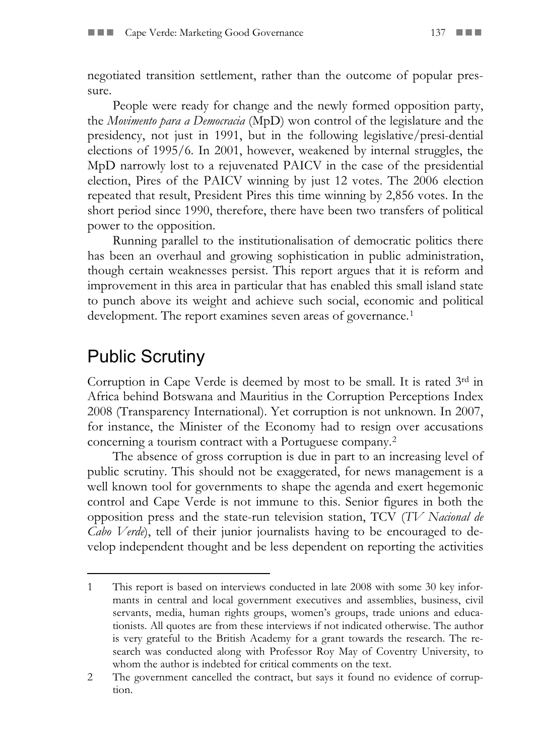negotiated transition settlement, rather than the outcome of popular pressure.

People were ready for change and the newly formed opposition party, the *Movimento para a Democracia* (MpD) won control of the legislature and the presidency, not just in 1991, but in the following legislative/presi-dential elections of 1995/6. In 2001, however, weakened by internal struggles, the MpD narrowly lost to a rejuvenated PAICV in the case of the presidential election, Pires of the PAICV winning by just 12 votes. The 2006 election repeated that result, President Pires this time winning by 2,856 votes. In the short period since 1990, therefore, there have been two transfers of political power to the opposition.

Running parallel to the institutionalisation of democratic politics there has been an overhaul and growing sophistication in public administration, though certain weaknesses persist. This report argues that it is reform and improvement in this area in particular that has enabled this small island state to punch above its weight and achieve such social, economic and political development. The report examines seven areas of governance.[1]

## Public Scrutiny

Corruption in Cape Verde is deemed by most to be small. It is rated 3rd in Africa behind Botswana and Mauritius in the Corruption Perceptions Index 2008 (Transparency International). Yet corruption is not unknown. In 2007, for instance, the Minister of the Economy had to resign over accusations concerning a tourism contract with a Portuguese company.[2]

The absence of gross corruption is due in part to an increasing level of public scrutiny. This should not be exaggerated, for news management is a well known tool for governments to shape the agenda and exert hegemonic control and Cape Verde is not immune to this. Senior figures in both the opposition press and the state-run television station, TCV (*TV Nacional de Cabo Verde*), tell of their junior journalists having to be encouraged to develop independent thought and be less dependent on reporting the activities

---

1 This report is based on interviews conducted in late 2008 with some 30 key informants in central and local government executives and assemblies, business, civil servants, media, human rights groups, women's groups, trade unions and educationists. All quotes are from these interviews if not indicated otherwise. The author is very grateful to the British Academy for a grant towards the research. The research was conducted along with Professor Roy May of Coventry University, to whom the author is indebted for critical comments on the text.

2 The government cancelled the contract, but says it found no evidence of corruption.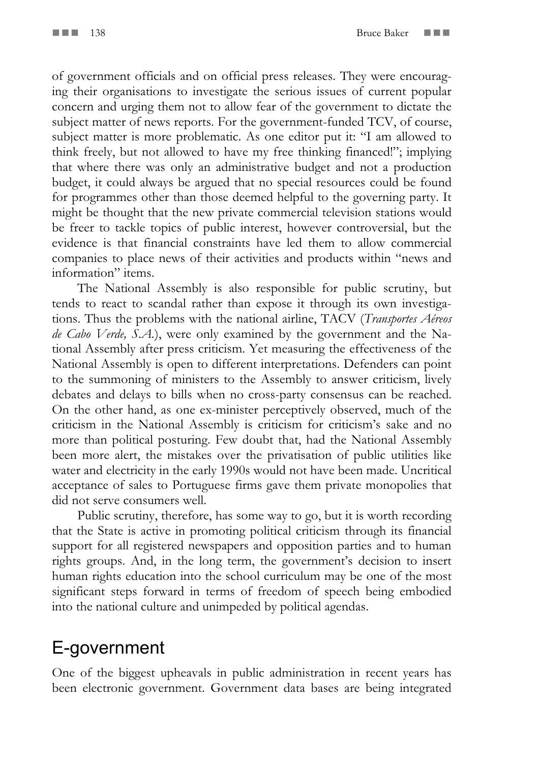of government officials and on official press releases. They were encouraging their organisations to investigate the serious issues of current popular concern and urging them not to allow fear of the government to dictate the subject matter of news reports. For the government-funded TCV, of course, subject matter is more problematic. As one editor put it: "I am allowed to think freely, but not allowed to have my free thinking financed!"; implying that where there was only an administrative budget and not a production budget, it could always be argued that no special resources could be found for programmes other than those deemed helpful to the governing party. It might be thought that the new private commercial television stations would be freer to tackle topics of public interest, however controversial, but the evidence is that financial constraints have led them to allow commercial companies to place news of their activities and products within "news and information" items.

The National Assembly is also responsible for public scrutiny, but tends to react to scandal rather than expose it through its own investigations. Thus the problems with the national airline, TACV (*Transportes Aéreos de Cabo Verde, S.A.*), were only examined by the government and the National Assembly after press criticism. Yet measuring the effectiveness of the National Assembly is open to different interpretations. Defenders can point to the summoning of ministers to the Assembly to answer criticism, lively debates and delays to bills when no cross-party consensus can be reached. On the other hand, as one ex-minister perceptively observed, much of the criticism in the National Assembly is criticism for criticism's sake and no more than political posturing. Few doubt that, had the National Assembly been more alert, the mistakes over the privatisation of public utilities like water and electricity in the early 1990s would not have been made. Uncritical acceptance of sales to Portuguese firms gave them private monopolies that did not serve consumers well.

Public scrutiny, therefore, has some way to go, but it is worth recording that the State is active in promoting political criticism through its financial support for all registered newspapers and opposition parties and to human rights groups. And, in the long term, the government's decision to insert human rights education into the school curriculum may be one of the most significant steps forward in terms of freedom of speech being embodied into the national culture and unimpeded by political agendas.

## E-government

One of the biggest upheavals in public administration in recent years has been electronic government. Government data bases are being integrated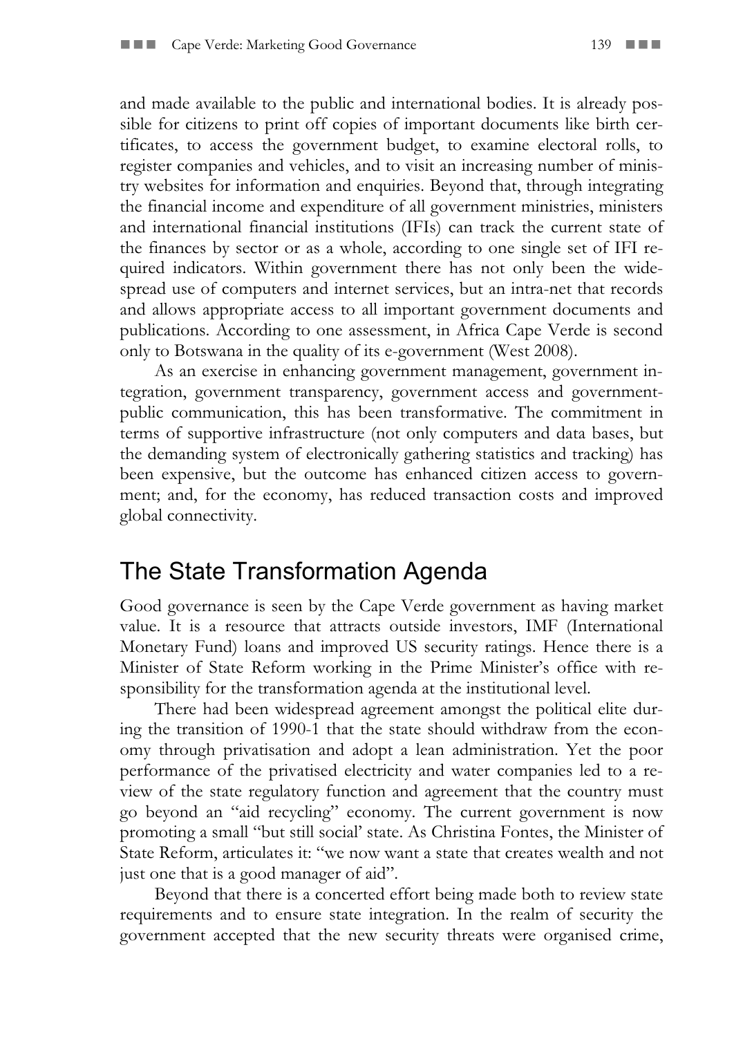and made available to the public and international bodies. It is already possible for citizens to print off copies of important documents like birth certificates, to access the government budget, to examine electoral rolls, to register companies and vehicles, and to visit an increasing number of ministry websites for information and enquiries. Beyond that, through integrating the financial income and expenditure of all government ministries, ministers and international financial institutions (IFIs) can track the current state of the finances by sector or as a whole, according to one single set of IFI required indicators. Within government there has not only been the widespread use of computers and internet services, but an intra-net that records and allows appropriate access to all important government documents and publications. According to one assessment, in Africa Cape Verde is second only to Botswana in the quality of its e-government (West 2008).

As an exercise in enhancing government management, government integration, government transparency, government access and government-public communication, this has been transformative. The commitment in terms of supportive infrastructure (not only computers and data bases, but the demanding system of electronically gathering statistics and tracking) has been expensive, but the outcome has enhanced citizen access to government; and, for the economy, has reduced transaction costs and improved global connectivity.

## The State Transformation Agenda

Good governance is seen by the Cape Verde government as having market value. It is a resource that attracts outside investors, IMF (International Monetary Fund) loans and improved US security ratings. Hence there is a Minister of State Reform working in the Prime Minister's office with responsibility for the transformation agenda at the institutional level.

There had been widespread agreement amongst the political elite during the transition of 1990-1 that the state should withdraw from the economy through privatisation and adopt a lean administration. Yet the poor performance of the privatised electricity and water companies led to a review of the state regulatory function and agreement that the country must go beyond an "aid recycling" economy. The current government is now promoting a small "but still social' state. As Christina Fontes, the Minister of State Reform, articulates it: "we now want a state that creates wealth and not just one that is a good manager of aid".

Beyond that there is a concerted effort being made both to review state requirements and to ensure state integration. In the realm of security the government accepted that the new security threats were organised crime,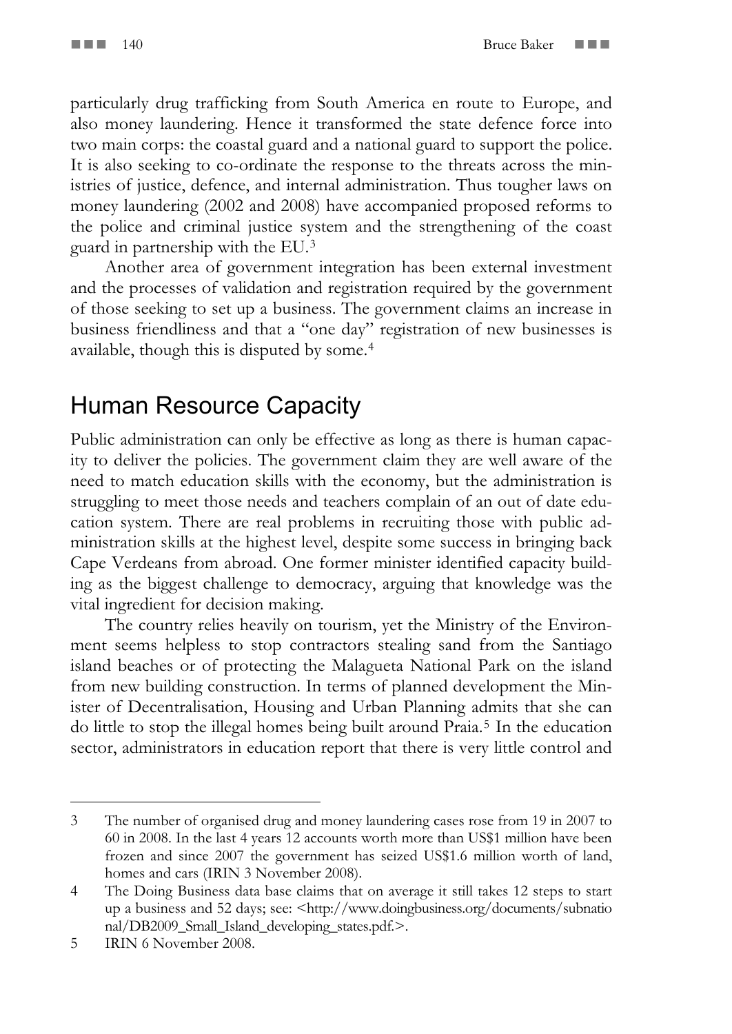particularly drug trafficking from South America en route to Europe, and also money laundering. Hence it transformed the state defence force into two main corps: the coastal guard and a national guard to support the police. It is also seeking to co-ordinate the response to the threats across the ministries of justice, defence, and internal administration. Thus tougher laws on money laundering (2002 and 2008) have accompanied proposed reforms to the police and criminal justice system and the strengthening of the coast guard in partnership with the EU.[3]

Another area of government integration has been external investment and the processes of validation and registration required by the government of those seeking to set up a business. The government claims an increase in business friendliness and that a "one day" registration of new businesses is available, though this is disputed by some.[4]

## Human Resource Capacity

Public administration can only be effective as long as there is human capacity to deliver the policies. The government claim they are well aware of the need to match education skills with the economy, but the administration is struggling to meet those needs and teachers complain of an out of date education system. There are real problems in recruiting those with public administration skills at the highest level, despite some success in bringing back Cape Verdeans from abroad. One former minister identified capacity building as the biggest challenge to democracy, arguing that knowledge was the vital ingredient for decision making.

The country relies heavily on tourism, yet the Ministry of the Environment seems helpless to stop contractors stealing sand from the Santiago island beaches or of protecting the Malagueta National Park on the island from new building construction. In terms of planned development the Minister of Decentralisation, Housing and Urban Planning admits that she can do little to stop the illegal homes being built around Praia.[5] In the education sector, administrators in education report that there is very little control and

---

3 The number of organised drug and money laundering cases rose from 19 in 2007 to 60 in 2008. In the last 4 years 12 accounts worth more than US$1 million have been frozen and since 2007 the government has seized US$1.6 million worth of land, homes and cars (IRIN 3 November 2008).

4 The Doing Business data base claims that on average it still takes 12 steps to start up a business and 52 days; see: <http://www.doingbusiness.org/documents/subnational/DB2009_Small_Island_developing_states.pdf.>.

5 IRIN 6 November 2008.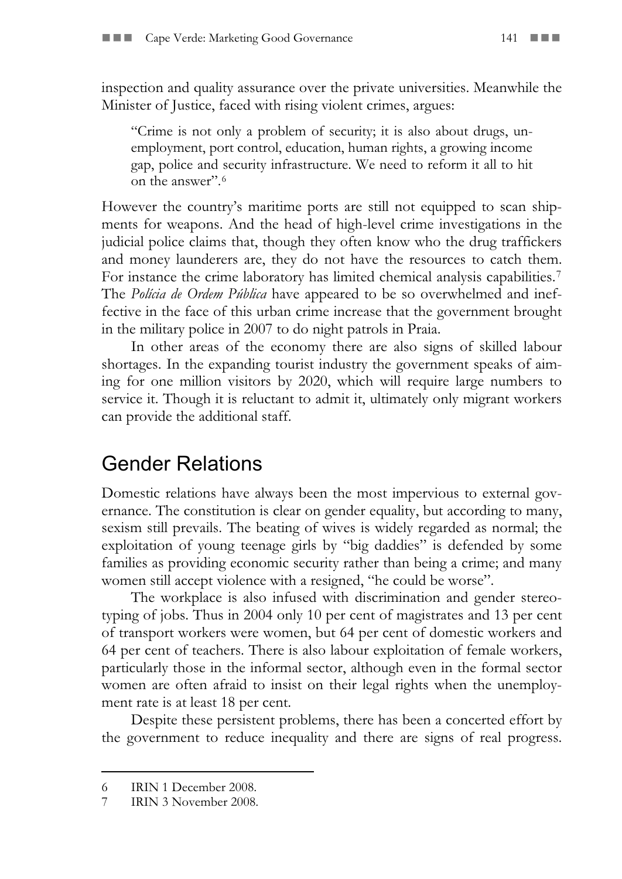inspection and quality assurance over the private universities. Meanwhile the Minister of Justice, faced with rising violent crimes, argues:

> "Crime is not only a problem of security; it is also about drugs, unemployment, port control, education, human rights, a growing income gap, police and security infrastructure. We need to reform it all to hit on the answer".[6]

However the country's maritime ports are still not equipped to scan shipments for weapons. And the head of high-level crime investigations in the judicial police claims that, though they often know who the drug traffickers and money launderers are, they do not have the resources to catch them. For instance the crime laboratory has limited chemical analysis capabilities.[7] The *Polícia de Ordem Pública* have appeared to be so overwhelmed and ineffective in the face of this urban crime increase that the government brought in the military police in 2007 to do night patrols in Praia.

In other areas of the economy there are also signs of skilled labour shortages. In the expanding tourist industry the government speaks of aiming for one million visitors by 2020, which will require large numbers to service it. Though it is reluctant to admit it, ultimately only migrant workers can provide the additional staff.

## Gender Relations

Domestic relations have always been the most impervious to external governance. The constitution is clear on gender equality, but according to many, sexism still prevails. The beating of wives is widely regarded as normal; the exploitation of young teenage girls by "big daddies" is defended by some families as providing economic security rather than being a crime; and many women still accept violence with a resigned, "he could be worse".

The workplace is also infused with discrimination and gender stereotyping of jobs. Thus in 2004 only 10 per cent of magistrates and 13 per cent of transport workers were women, but 64 per cent of domestic workers and 64 per cent of teachers. There is also labour exploitation of female workers, particularly those in the informal sector, although even in the formal sector women are often afraid to insist on their legal rights when the unemployment rate is at least 18 per cent.

Despite these persistent problems, there has been a concerted effort by the government to reduce inequality and there are signs of real progress.

---

6 IRIN 1 December 2008.

7 IRIN 3 November 2008.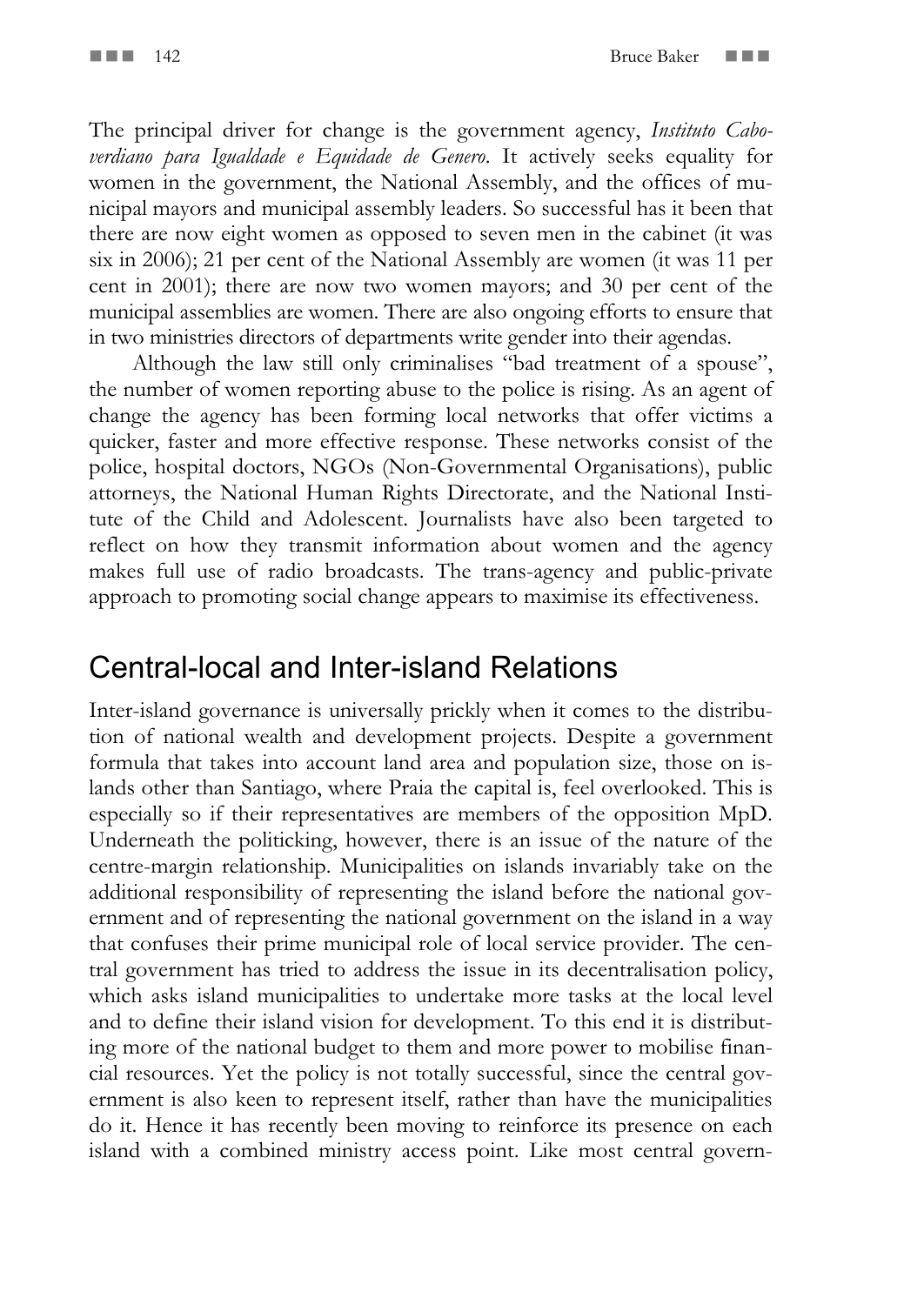The principal driver for change is the government agency, *Instituto Cabo-verdiano para Igualdade e Equidade de Genero*. It actively seeks equality for women in the government, the National Assembly, and the offices of municipal mayors and municipal assembly leaders. So successful has it been that there are now eight women as opposed to seven men in the cabinet (it was six in 2006); 21 per cent of the National Assembly are women (it was 11 per cent in 2001); there are now two women mayors; and 30 per cent of the municipal assemblies are women. There are also ongoing efforts to ensure that in two ministries directors of departments write gender into their agendas.

Although the law still only criminalises "bad treatment of a spouse", the number of women reporting abuse to the police is rising. As an agent of change the agency has been forming local networks that offer victims a quicker, faster and more effective response. These networks consist of the police, hospital doctors, NGOs (Non-Governmental Organisations), public attorneys, the National Human Rights Directorate, and the National Institute of the Child and Adolescent. Journalists have also been targeted to reflect on how they transmit information about women and the agency makes full use of radio broadcasts. The trans-agency and public-private approach to promoting social change appears to maximise its effectiveness.

## Central-local and Inter-island Relations

Inter-island governance is universally prickly when it comes to the distribution of national wealth and development projects. Despite a government formula that takes into account land area and population size, those on islands other than Santiago, where Praia the capital is, feel overlooked. This is especially so if their representatives are members of the opposition MpD. Underneath the politicking, however, there is an issue of the nature of the centre-margin relationship. Municipalities on islands invariably take on the additional responsibility of representing the island before the national government and of representing the national government on the island in a way that confuses their prime municipal role of local service provider. The central government has tried to address the issue in its decentralisation policy, which asks island municipalities to undertake more tasks at the local level and to define their island vision for development. To this end it is distributing more of the national budget to them and more power to mobilise financial resources. Yet the policy is not totally successful, since the central government is also keen to represent itself, rather than have the municipalities do it. Hence it has recently been moving to reinforce its presence on each island with a combined ministry access point. Like most central govern-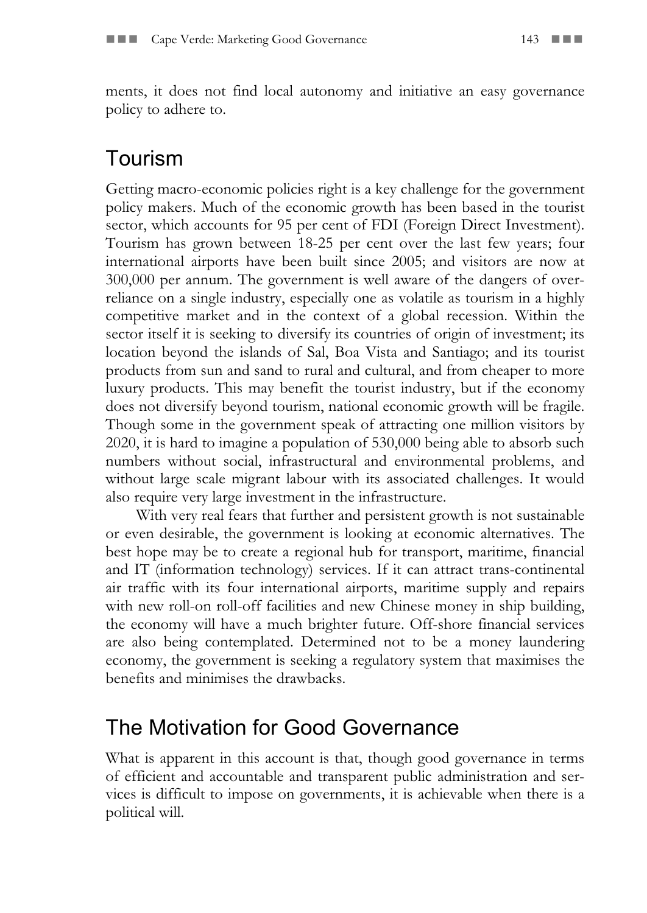ments, it does not find local autonomy and initiative an easy governance policy to adhere to.

## Tourism

Getting macro-economic policies right is a key challenge for the government policy makers. Much of the economic growth has been based in the tourist sector, which accounts for 95 per cent of FDI (Foreign Direct Investment). Tourism has grown between 18-25 per cent over the last few years; four international airports have been built since 2005; and visitors are now at 300,000 per annum. The government is well aware of the dangers of over-reliance on a single industry, especially one as volatile as tourism in a highly competitive market and in the context of a global recession. Within the sector itself it is seeking to diversify its countries of origin of investment; its location beyond the islands of Sal, Boa Vista and Santiago; and its tourist products from sun and sand to rural and cultural, and from cheaper to more luxury products. This may benefit the tourist industry, but if the economy does not diversify beyond tourism, national economic growth will be fragile. Though some in the government speak of attracting one million visitors by 2020, it is hard to imagine a population of 530,000 being able to absorb such numbers without social, infrastructural and environmental problems, and without large scale migrant labour with its associated challenges. It would also require very large investment in the infrastructure.

With very real fears that further and persistent growth is not sustainable or even desirable, the government is looking at economic alternatives. The best hope may be to create a regional hub for transport, maritime, financial and IT (information technology) services. If it can attract trans-continental air traffic with its four international airports, maritime supply and repairs with new roll-on roll-off facilities and new Chinese money in ship building, the economy will have a much brighter future. Off-shore financial services are also being contemplated. Determined not to be a money laundering economy, the government is seeking a regulatory system that maximises the benefits and minimises the drawbacks.

## The Motivation for Good Governance

What is apparent in this account is that, though good governance in terms of efficient and accountable and transparent public administration and services is difficult to impose on governments, it is achievable when there is a political will.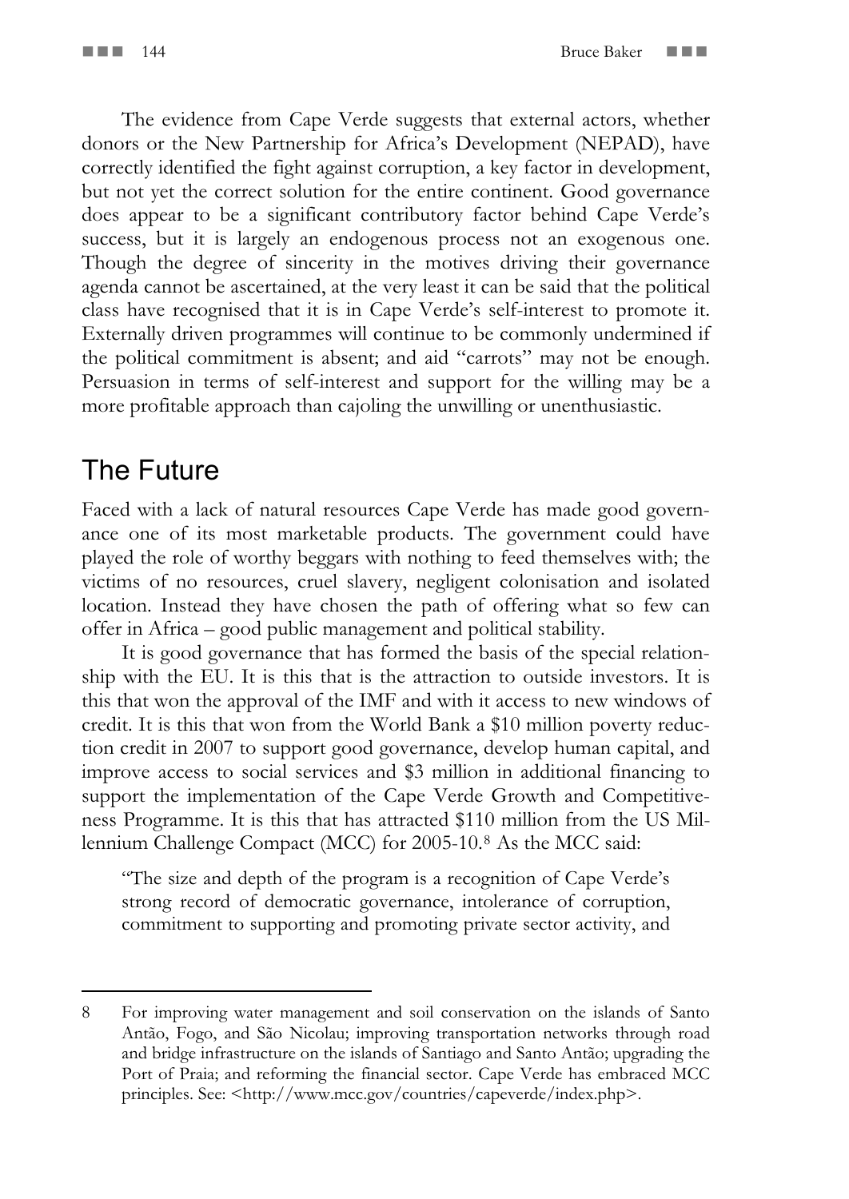The evidence from Cape Verde suggests that external actors, whether donors or the New Partnership for Africa's Development (NEPAD), have correctly identified the fight against corruption, a key factor in development, but not yet the correct solution for the entire continent. Good governance does appear to be a significant contributory factor behind Cape Verde's success, but it is largely an endogenous process not an exogenous one. Though the degree of sincerity in the motives driving their governance agenda cannot be ascertained, at the very least it can be said that the political class have recognised that it is in Cape Verde's self-interest to promote it. Externally driven programmes will continue to be commonly undermined if the political commitment is absent; and aid "carrots" may not be enough. Persuasion in terms of self-interest and support for the willing may be a more profitable approach than cajoling the unwilling or unenthusiastic.

## The Future

Faced with a lack of natural resources Cape Verde has made good governance one of its most marketable products. The government could have played the role of worthy beggars with nothing to feed themselves with; the victims of no resources, cruel slavery, negligent colonisation and isolated location. Instead they have chosen the path of offering what so few can offer in Africa – good public management and political stability.

It is good governance that has formed the basis of the special relationship with the EU. It is this that is the attraction to outside investors. It is this that won the approval of the IMF and with it access to new windows of credit. It is this that won from the World Bank a \$10 million poverty reduction credit in 2007 to support good governance, develop human capital, and improve access to social services and \$3 million in additional financing to support the implementation of the Cape Verde Growth and Competitiveness Programme. It is this that has attracted \$110 million from the US Millennium Challenge Compact (MCC) for 2005-10.[8] As the MCC said:

> "The size and depth of the program is a recognition of Cape Verde's strong record of democratic governance, intolerance of corruption, commitment to supporting and promoting private sector activity, and

---

8 For improving water management and soil conservation on the islands of Santo Antão, Fogo, and São Nicolau; improving transportation networks through road and bridge infrastructure on the islands of Santiago and Santo Antão; upgrading the Port of Praia; and reforming the financial sector. Cape Verde has embraced MCC principles. See: <http://www.mcc.gov/countries/capeverde/index.php>.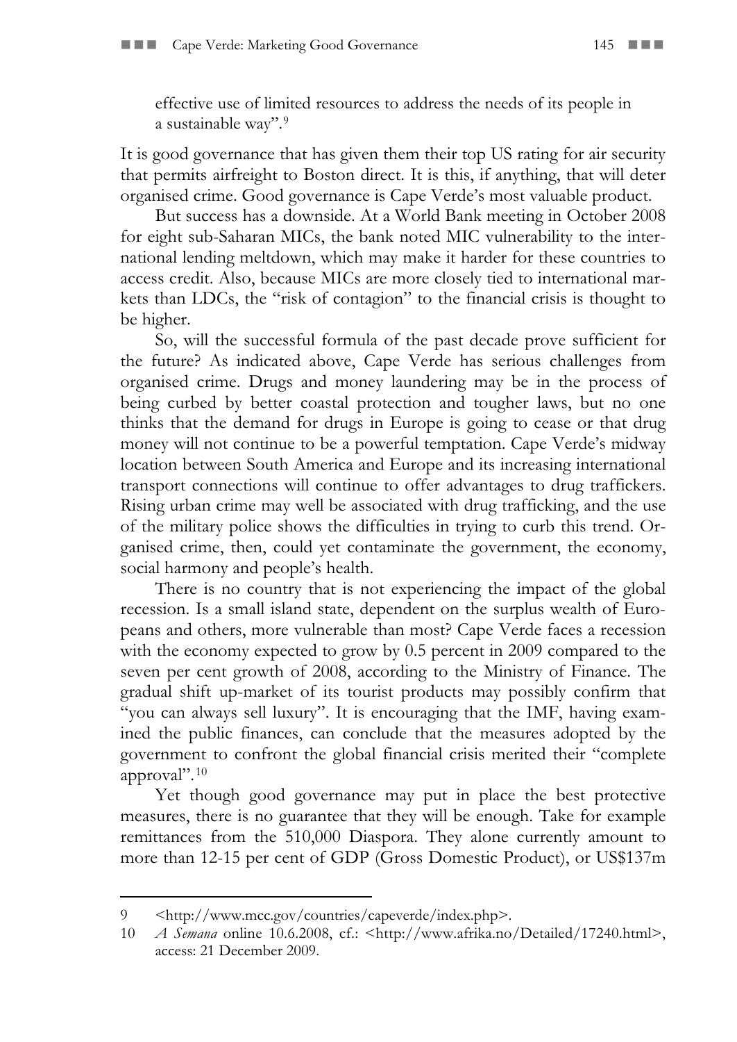effective use of limited resources to address the needs of its people in a sustainable way".[9]

It is good governance that has given them their top US rating for air security that permits airfreight to Boston direct. It is this, if anything, that will deter organised crime. Good governance is Cape Verde's most valuable product.

But success has a downside. At a World Bank meeting in October 2008 for eight sub-Saharan MICs, the bank noted MIC vulnerability to the international lending meltdown, which may make it harder for these countries to access credit. Also, because MICs are more closely tied to international markets than LDCs, the "risk of contagion" to the financial crisis is thought to be higher.

So, will the successful formula of the past decade prove sufficient for the future? As indicated above, Cape Verde has serious challenges from organised crime. Drugs and money laundering may be in the process of being curbed by better coastal protection and tougher laws, but no one thinks that the demand for drugs in Europe is going to cease or that drug money will not continue to be a powerful temptation. Cape Verde's midway location between South America and Europe and its increasing international transport connections will continue to offer advantages to drug traffickers. Rising urban crime may well be associated with drug trafficking, and the use of the military police shows the difficulties in trying to curb this trend. Organised crime, then, could yet contaminate the government, the economy, social harmony and people's health.

There is no country that is not experiencing the impact of the global recession. Is a small island state, dependent on the surplus wealth of Europeans and others, more vulnerable than most? Cape Verde faces a recession with the economy expected to grow by 0.5 percent in 2009 compared to the seven per cent growth of 2008, according to the Ministry of Finance. The gradual shift up-market of its tourist products may possibly confirm that "you can always sell luxury". It is encouraging that the IMF, having examined the public finances, can conclude that the measures adopted by the government to confront the global financial crisis merited their "complete approval".[10]

Yet though good governance may put in place the best protective measures, there is no guarantee that they will be enough. Take for example remittances from the 510,000 Diaspora. They alone currently amount to more than 12-15 per cent of GDP (Gross Domestic Product), or US$137m

---

9 <http://www.mcc.gov/countries/capeverde/index.php>.

10 *A Semana* online 10.6.2008, cf.: <http://www.afrika.no/Detailed/17240.html>, access: 21 December 2009.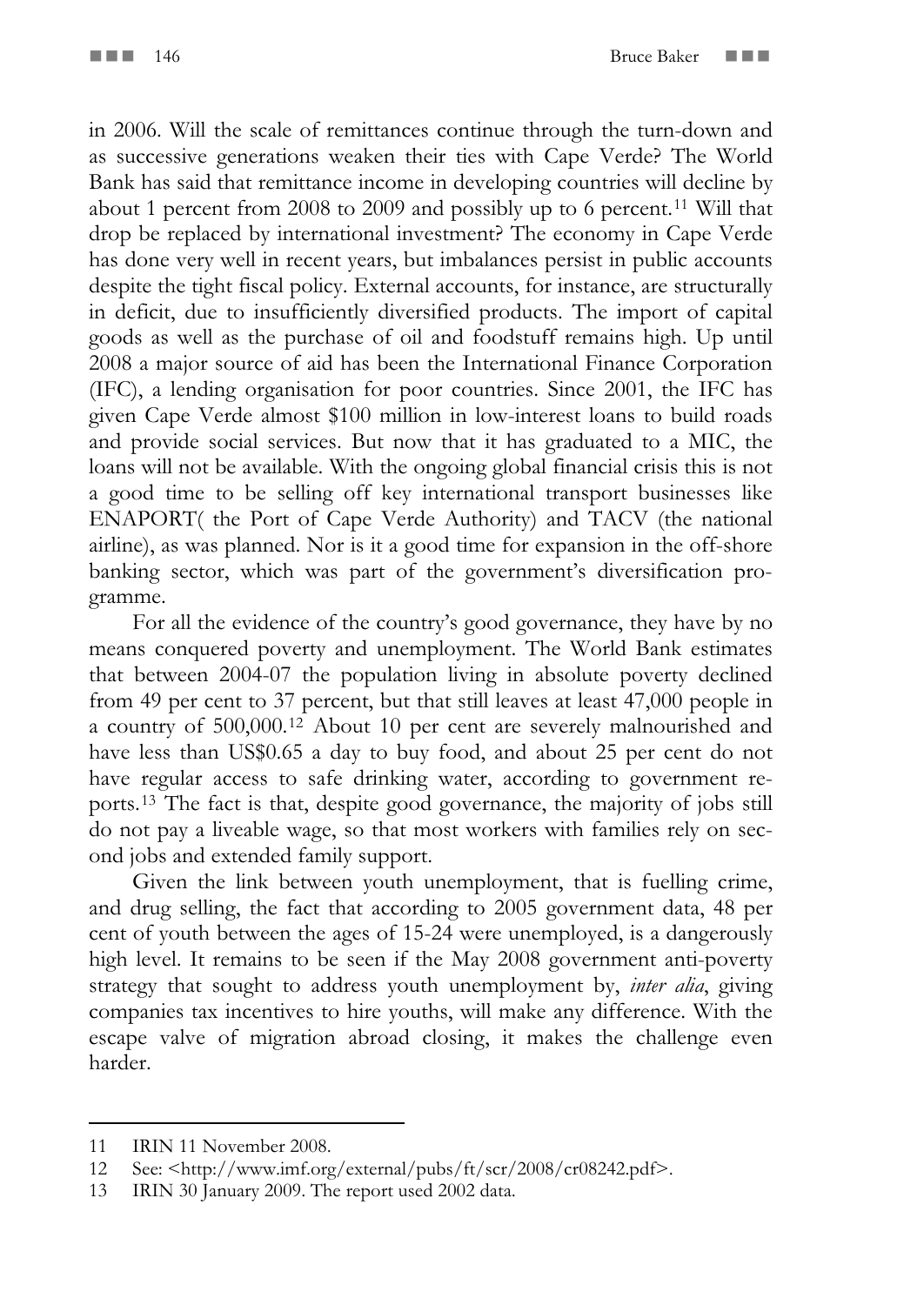in 2006. Will the scale of remittances continue through the turn-down and as successive generations weaken their ties with Cape Verde? The World Bank has said that remittance income in developing countries will decline by about 1 percent from 2008 to 2009 and possibly up to 6 percent.[11] Will that drop be replaced by international investment? The economy in Cape Verde has done very well in recent years, but imbalances persist in public accounts despite the tight fiscal policy. External accounts, for instance, are structurally in deficit, due to insufficiently diversified products. The import of capital goods as well as the purchase of oil and foodstuff remains high. Up until 2008 a major source of aid has been the International Finance Corporation (IFC), a lending organisation for poor countries. Since 2001, the IFC has given Cape Verde almost $100 million in low-interest loans to build roads and provide social services. But now that it has graduated to a MIC, the loans will not be available. With the ongoing global financial crisis this is not a good time to be selling off key international transport businesses like ENAPORT( the Port of Cape Verde Authority) and TACV (the national airline), as was planned. Nor is it a good time for expansion in the off-shore banking sector, which was part of the government's diversification programme.

For all the evidence of the country's good governance, they have by no means conquered poverty and unemployment. The World Bank estimates that between 2004-07 the population living in absolute poverty declined from 49 per cent to 37 percent, but that still leaves at least 47,000 people in a country of 500,000.[12] About 10 per cent are severely malnourished and have less than US$0.65 a day to buy food, and about 25 per cent do not have regular access to safe drinking water, according to government reports.[13] The fact is that, despite good governance, the majority of jobs still do not pay a liveable wage, so that most workers with families rely on second jobs and extended family support.

Given the link between youth unemployment, that is fuelling crime, and drug selling, the fact that according to 2005 government data, 48 per cent of youth between the ages of 15-24 were unemployed, is a dangerously high level. It remains to be seen if the May 2008 government anti-poverty strategy that sought to address youth unemployment by, *inter alia*, giving companies tax incentives to hire youths, will make any difference. With the escape valve of migration abroad closing, it makes the challenge even harder.

---

11 IRIN 11 November 2008.

12 See: <http://www.imf.org/external/pubs/ft/scr/2008/cr08242.pdf>.

13 IRIN 30 January 2009. The report used 2002 data.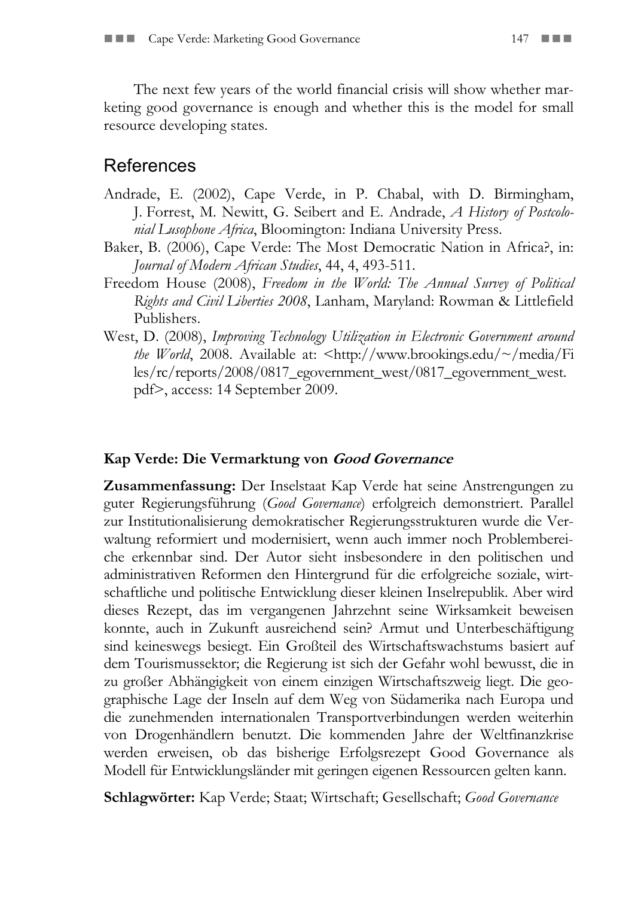The next few years of the world financial crisis will show whether marketing good governance is enough and whether this is the model for small resource developing states.

## References

Andrade, E. (2002), Cape Verde, in P. Chabal, with D. Birmingham, J. Forrest, M. Newitt, G. Seibert and E. Andrade, *A History of Postcolonial Lusophone Africa*, Bloomington: Indiana University Press.

Baker, B. (2006), Cape Verde: The Most Democratic Nation in Africa?, in: *Journal of Modern African Studies*, 44, 4, 493-511.

Freedom House (2008), *Freedom in the World: The Annual Survey of Political Rights and Civil Liberties 2008*, Lanham, Maryland: Rowman & Littlefield Publishers.

West, D. (2008), *Improving Technology Utilization in Electronic Government around the World*, 2008. Available at: <http://www.brookings.edu/~/media/Files/rc/reports/2008/0817_egovernment_west/0817_egovernment_west.pdf>, access: 14 September 2009.

### Kap Verde: Die Vermarktung von *Good Governance*

**Zusammenfassung:** Der Inselstaat Kap Verde hat seine Anstrengungen zu guter Regierungsführung (*Good Governance*) erfolgreich demonstriert. Parallel zur Institutionalisierung demokratischer Regierungsstrukturen wurde die Verwaltung reformiert und modernisiert, wenn auch immer noch Problembereiche erkennbar sind. Der Autor sieht insbesondere in den politischen und administrativen Reformen den Hintergrund für die erfolgreiche soziale, wirtschaftliche und politische Entwicklung dieser kleinen Inselrepublik. Aber wird dieses Rezept, das im vergangenen Jahrzehnt seine Wirksamkeit beweisen konnte, auch in Zukunft ausreichend sein? Armut und Unterbeschäftigung sind keineswegs besiegt. Ein Großteil des Wirtschaftswachstums basiert auf dem Tourismussektor; die Regierung ist sich der Gefahr wohl bewusst, die in zu großer Abhängigkeit von einem einzigen Wirtschaftszweig liegt. Die geographische Lage der Inseln auf dem Weg von Südamerika nach Europa und die zunehmenden internationalen Transportverbindungen werden weiterhin von Drogenhändlern benutzt. Die kommenden Jahre der Weltfinanzkrise werden erweisen, ob das bisherige Erfolgsrezept Good Governance als Modell für Entwicklungsländer mit geringen eigenen Ressourcen gelten kann.

**Schlagwörter:** Kap Verde; Staat; Wirtschaft; Gesellschaft; *Good Governance*